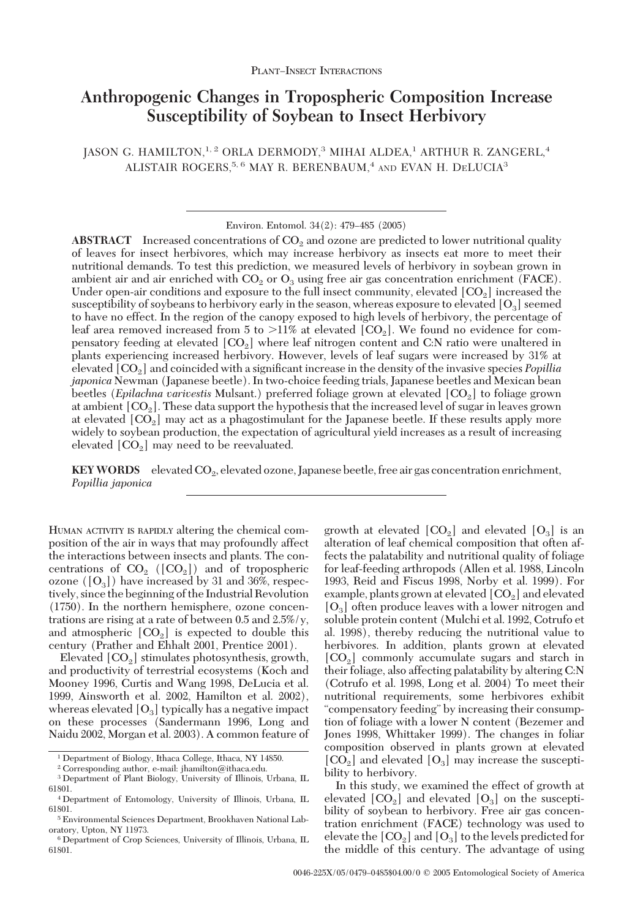Plant–Insect Interactions

# Anthropogenic Changes in Tropospheric Composition Increase Susceptibility of Soybean to Insect Herbivory

JASON G. HAMILTON,[1,2] ORLA DERMODY,[3] MIHAI ALDEA,[1] ARTHUR R. ZANGERL,[4] ALISTAIR ROGERS,[5,6] MAY R. BERENBAUM,[4] AND EVAN H. DELUCIA[3]

Environ. Entomol. 34(2): 479–485 (2005)

**ABSTRACT** Increased concentrations of $CO_2$ and ozone are predicted to lower nutritional quality of leaves for insect herbivores, which may increase herbivory as insects eat more to meet their nutritional demands. To test this prediction, we measured levels of herbivory in soybean grown in ambient air and air enriched with $CO_2$ or $O_3$ using free air gas concentration enrichment (FACE). Under open-air conditions and exposure to the full insect community, elevated [$CO_2$] increased the susceptibility of soybeans to herbivory early in the season, whereas exposure to elevated [$O_3$] seemed to have no effect. In the region of the canopy exposed to high levels of herbivory, the percentage of leaf area removed increased from 5 to >11% at elevated [$CO_2$]. We found no evidence for compensatory feeding at elevated [$CO_2$] where leaf nitrogen content and C:N ratio were unaltered in plants experiencing increased herbivory. However, levels of leaf sugars were increased by 31% at elevated [$CO_2$] and coincided with a significant increase in the density of the invasive species *Popillia japonica* Newman (Japanese beetle). In two-choice feeding trials, Japanese beetles and Mexican bean beetles (*Epilachna varivestis* Mulsant.) preferred foliage grown at elevated [$CO_2$] to foliage grown at ambient [$CO_2$]. These data support the hypothesis that the increased level of sugar in leaves grown at elevated [$CO_2$] may act as a phagostimulant for the Japanese beetle. If these results apply more widely to soybean production, the expectation of agricultural yield increases as a result of increasing elevated [$CO_2$] may need to be reevaluated.

**KEY WORDS** elevated $CO_2$, elevated ozone, Japanese beetle, free air gas concentration enrichment, *Popillia japonica*

Human activity is rapidly altering the chemical composition of the air in ways that may profoundly affect the interactions between insects and plants. The concentrations of $CO_2$ ([$CO_2$]) and of tropospheric ozone ([$O_3$]) have increased by 31 and 36%, respectively, since the beginning of the Industrial Revolution (1750). In the northern hemisphere, ozone concentrations are rising at a rate of between 0.5 and 2.5%/y, and atmospheric [$CO_2$] is expected to double this century (Prather and Ehhalt 2001, Prentice 2001).

Elevated [$CO_2$] stimulates photosynthesis, growth, and productivity of terrestrial ecosystems (Koch and Mooney 1996, Curtis and Wang 1998, DeLucia et al. 1999, Ainsworth et al. 2002, Hamilton et al. 2002), whereas elevated [$O_3$] typically has a negative impact on these processes (Sandermann 1996, Long and Naidu 2002, Morgan et al. 2003). A common feature of growth at elevated [$CO_2$] and elevated [$O_3$] is an alteration of leaf chemical composition that often affects the palatability and nutritional quality of foliage for leaf-feeding arthropods (Allen et al. 1988, Lincoln 1993, Reid and Fiscus 1998, Norby et al. 1999). For example, plants grown at elevated [$CO_2$] and elevated [$O_3$] often produce leaves with a lower nitrogen and soluble protein content (Mulchi et al. 1992, Cotrufo et al. 1998), thereby reducing the nutritional value to herbivores. In addition, plants grown at elevated [$CO_2$] commonly accumulate sugars and starch in their foliage, also affecting palatability by altering C:N (Cotrufo et al. 1998, Long et al. 2004) To meet their nutritional requirements, some herbivores exhibit "compensatory feeding" by increasing their consumption of foliage with a lower N content (Bezemer and Jones 1998, Whittaker 1999). The changes in foliar composition observed in plants grown at elevated [$CO_2$] and elevated [$O_3$] may increase the susceptibility to herbivory.

In this study, we examined the effect of growth at elevated [$CO_2$] and elevated [$O_3$] on the susceptibility of soybean to herbivory. Free air gas concentration enrichment (FACE) technology was used to elevate the [$CO_2$] and [$O_3$] to the levels predicted for the middle of this century. The advantage of using

[1] Department of Biology, Ithaca College, Ithaca, NY 14850.

[2] Corresponding author, e-mail: jhamilton@ithaca.edu.

[3] Department of Plant Biology, University of Illinois, Urbana, IL 61801.

[4] Department of Entomology, University of Illinois, Urbana, IL 61801.

[5] Environmental Sciences Department, Brookhaven National Laboratory, Upton, NY 11973.

[6] Department of Crop Sciences, University of Illinois, Urbana, IL 61801.

0046-225X/05/0479–0485$04.00/0 © 2005 Entomological Society of America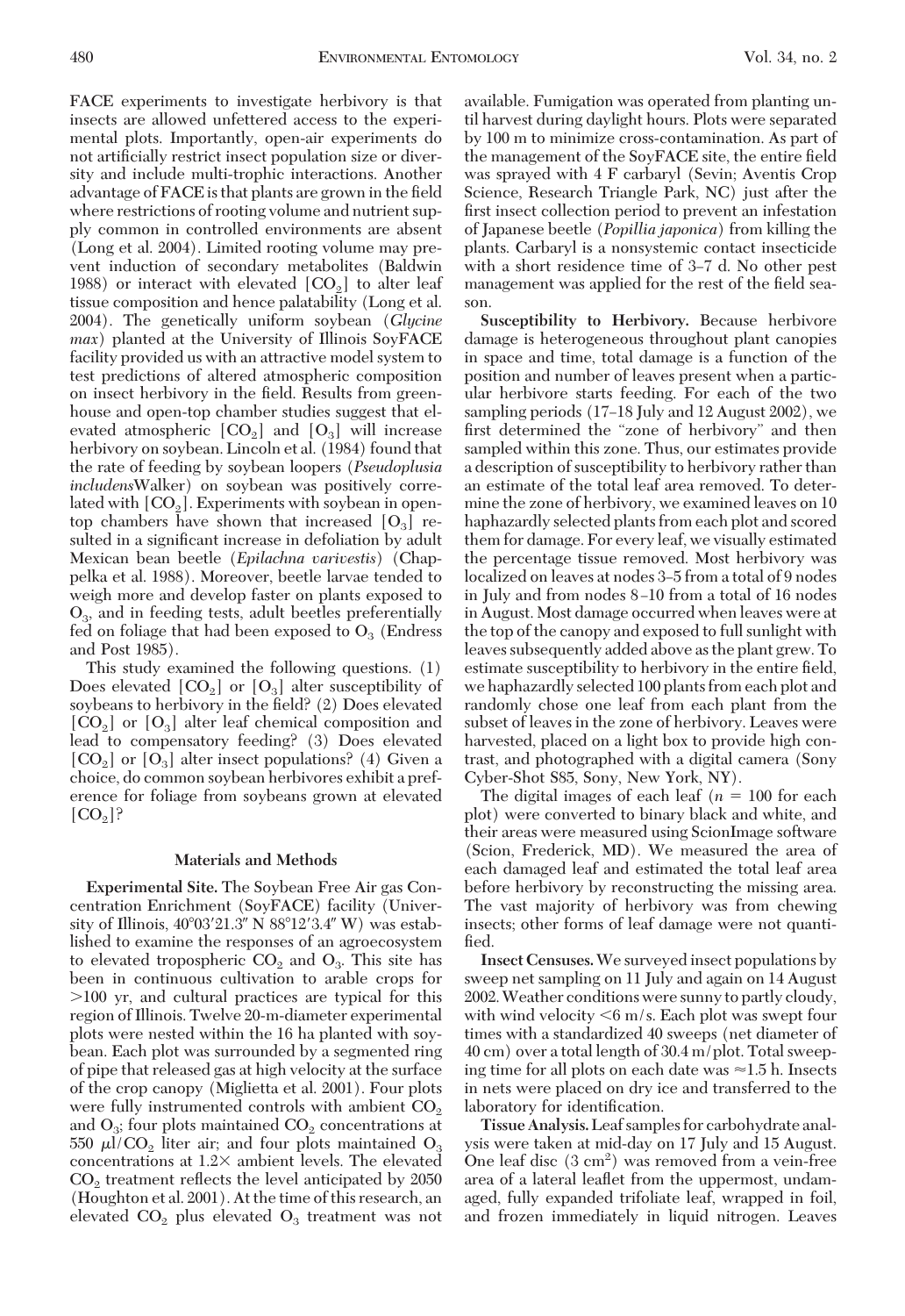FACE experiments to investigate herbivory is that insects are allowed unfettered access to the experimental plots. Importantly, open-air experiments do not artificially restrict insect population size or diversity and include multi-trophic interactions. Another advantage of FACE is that plants are grown in the field where restrictions of rooting volume and nutrient supply common in controlled environments are absent (Long et al. 2004). Limited rooting volume may prevent induction of secondary metabolites (Baldwin 1988) or interact with elevated [$CO_2$] to alter leaf tissue composition and hence palatability (Long et al. 2004). The genetically uniform soybean (*Glycine max*) planted at the University of Illinois SoyFACE facility provided us with an attractive model system to test predictions of altered atmospheric composition on insect herbivory in the field. Results from greenhouse and open-top chamber studies suggest that elevated atmospheric [$CO_2$] and [$O_3$] will increase herbivory on soybean. Lincoln et al. (1984) found that the rate of feeding by soybean loopers (*Pseudoplusia includens*Walker) on soybean was positively correlated with [$CO_2$]. Experiments with soybean in open-top chambers have shown that increased [$O_3$] resulted in a significant increase in defoliation by adult Mexican bean beetle (*Epilachna varivestis*) (Chappelka et al. 1988). Moreover, beetle larvae tended to weigh more and develop faster on plants exposed to $O_3$, and in feeding tests, adult beetles preferentially fed on foliage that had been exposed to $O_3$ (Endress and Post 1985).

This study examined the following questions. (1) Does elevated [$CO_2$] or [$O_3$] alter susceptibility of soybeans to herbivory in the field? (2) Does elevated [$CO_2$] or [$O_3$] alter leaf chemical composition and lead to compensatory feeding? (3) Does elevated [$CO_2$] or [$O_3$] alter insect populations? (4) Given a choice, do common soybean herbivores exhibit a preference for foliage from soybeans grown at elevated [$CO_2$]?

## Materials and Methods

**Experimental Site.** The Soybean Free Air gas Concentration Enrichment (SoyFACE) facility (University of Illinois, 40°03′21.3″ N 88°12′3.4″ W) was established to examine the responses of an agroecosystem to elevated tropospheric $CO_2$ and $O_3$. This site has been in continuous cultivation to arable crops for >100 yr, and cultural practices are typical for this region of Illinois. Twelve 20-m-diameter experimental plots were nested within the 16 ha planted with soybean. Each plot was surrounded by a segmented ring of pipe that released gas at high velocity at the surface of the crop canopy (Miglietta et al. 2001). Four plots were fully instrumented controls with ambient $CO_2$ and $O_3$; four plots maintained $CO_2$ concentrations at 550 $\mu$l/$CO_2$ liter air; and four plots maintained $O_3$ concentrations at 1.2× ambient levels. The elevated $CO_2$ treatment reflects the level anticipated by 2050 (Houghton et al. 2001). At the time of this research, an elevated $CO_2$ plus elevated $O_3$ treatment was not available. Fumigation was operated from planting until harvest during daylight hours. Plots were separated by 100 m to minimize cross-contamination. As part of the management of the SoyFACE site, the entire field was sprayed with 4 F carbaryl (Sevin; Aventis Crop Science, Research Triangle Park, NC) just after the first insect collection period to prevent an infestation of Japanese beetle (*Popillia japonica*) from killing the plants. Carbaryl is a nonsystemic contact insecticide with a short residence time of 3–7 d. No other pest management was applied for the rest of the field season.

**Susceptibility to Herbivory.** Because herbivore damage is heterogeneous throughout plant canopies in space and time, total damage is a function of the position and number of leaves present when a particular herbivore starts feeding. For each of the two sampling periods (17–18 July and 12 August 2002), we first determined the "zone of herbivory" and then sampled within this zone. Thus, our estimates provide a description of susceptibility to herbivory rather than an estimate of the total leaf area removed. To determine the zone of herbivory, we examined leaves on 10 haphazardly selected plants from each plot and scored them for damage. For every leaf, we visually estimated the percentage tissue removed. Most herbivory was localized on leaves at nodes 3–5 from a total of 9 nodes in July and from nodes 8–10 from a total of 16 nodes in August. Most damage occurred when leaves were at the top of the canopy and exposed to full sunlight with leaves subsequently added above as the plant grew. To estimate susceptibility to herbivory in the entire field, we haphazardly selected 100 plants from each plot and randomly chose one leaf from each plant from the subset of leaves in the zone of herbivory. Leaves were harvested, placed on a light box to provide high contrast, and photographed with a digital camera (Sony Cyber-Shot S85, Sony, New York, NY).

The digital images of each leaf ($n$ = 100 for each plot) were converted to binary black and white, and their areas were measured using ScionImage software (Scion, Frederick, MD). We measured the area of each damaged leaf and estimated the total leaf area before herbivory by reconstructing the missing area. The vast majority of herbivory was from chewing insects; other forms of leaf damage were not quantified.

**Insect Censuses.** We surveyed insect populations by sweep net sampling on 11 July and again on 14 August 2002. Weather conditions were sunny to partly cloudy, with wind velocity <6 m/s. Each plot was swept four times with a standardized 40 sweeps (net diameter of 40 cm) over a total length of 30.4 m/plot. Total sweeping time for all plots on each date was ≈1.5 h. Insects in nets were placed on dry ice and transferred to the laboratory for identification.

**Tissue Analysis.** Leaf samples for carbohydrate analysis were taken at mid-day on 17 July and 15 August. One leaf disc (3 $cm^2$) was removed from a vein-free area of a lateral leaflet from the uppermost, undamaged, fully expanded trifoliate leaf, wrapped in foil, and frozen immediately in liquid nitrogen. Leaves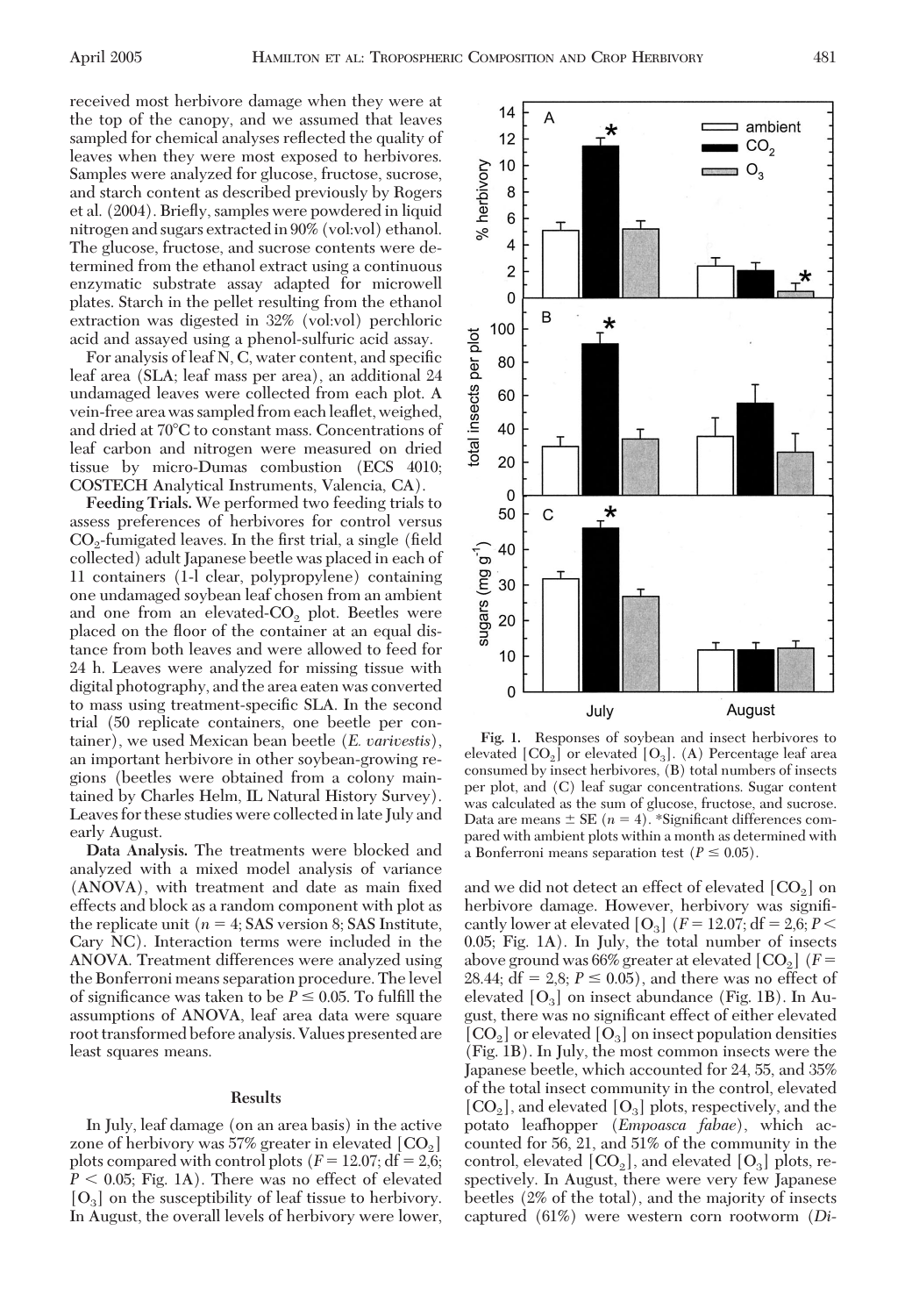received most herbivore damage when they were at the top of the canopy, and we assumed that leaves sampled for chemical analyses reflected the quality of leaves when they were most exposed to herbivores. Samples were analyzed for glucose, fructose, sucrose, and starch content as described previously by Rogers et al. (2004). Briefly, samples were powdered in liquid nitrogen and sugars extracted in 90% (vol:vol) ethanol. The glucose, fructose, and sucrose contents were determined from the ethanol extract using a continuous enzymatic substrate assay adapted for microwell plates. Starch in the pellet resulting from the ethanol extraction was digested in 32% (vol:vol) perchloric acid and assayed using a phenol-sulfuric acid assay.

For analysis of leaf N, C, water content, and specific leaf area (SLA; leaf mass per area), an additional 24 undamaged leaves were collected from each plot. A vein-free area was sampled from each leaflet, weighed, and dried at 70°C to constant mass. Concentrations of leaf carbon and nitrogen were measured on dried tissue by micro-Dumas combustion (ECS 4010; COSTECH Analytical Instruments, Valencia, CA).

**Feeding Trials.** We performed two feeding trials to assess preferences of herbivores for control versus $CO_2$-fumigated leaves. In the first trial, a single (field collected) adult Japanese beetle was placed in each of 11 containers (1-l clear, polypropylene) containing one undamaged soybean leaf chosen from an ambient and one from an elevated-$CO_2$ plot. Beetles were placed on the floor of the container at an equal distance from both leaves and were allowed to feed for 24 h. Leaves were analyzed for missing tissue with digital photography, and the area eaten was converted to mass using treatment-specific SLA. In the second trial (50 replicate containers, one beetle per container), we used Mexican bean beetle (*E. varivestis*), an important herbivore in other soybean-growing regions (beetles were obtained from a colony maintained by Charles Helm, IL Natural History Survey). Leaves for these studies were collected in late July and early August.

**Data Analysis.** The treatments were blocked and analyzed with a mixed model analysis of variance (ANOVA), with treatment and date as main fixed effects and block as a random component with plot as the replicate unit ($n = 4$; SAS version 8; SAS Institute, Cary NC). Interaction terms were included in the ANOVA. Treatment differences were analyzed using the Bonferroni means separation procedure. The level of significance was taken to be $P \leq 0.05$. To fulfill the assumptions of ANOVA, leaf area data were square root transformed before analysis. Values presented are least squares means.

## Results

In July, leaf damage (on an area basis) in the active zone of herbivory was 57% greater in elevated [$CO_2$] plots compared with control plots ($F = 12.07$; df = 2,6; $P < 0.05$; Fig. 1A). There was no effect of elevated [$O_3$] on the susceptibility of leaf tissue to herbivory. In August, the overall levels of herbivory were lower, and we did not detect an effect of elevated [$CO_2$] on herbivore damage. However, herbivory was significantly lower at elevated [$O_3$] ($F = 12.07$; df = 2,6; $P < 0.05$; Fig. 1A). In July, the total number of insects above ground was 66% greater at elevated [$CO_2$] ($F = 28.44$; df = 2,8; $P \leq 0.05$), and there was no effect of elevated [$O_3$] on insect abundance (Fig. 1B). In August, there was no significant effect of either elevated [$CO_2$] or elevated [$O_3$] on insect population densities (Fig. 1B). In July, the most common insects were the Japanese beetle, which accounted for 24, 55, and 35% of the total insect community in the control, elevated [$CO_2$], and elevated [$O_3$] plots, respectively, and the potato leafhopper (*Empoasca fabae*), which accounted for 56, 21, and 51% of the community in the control, elevated [$CO_2$], and elevated [$O_3$] plots, respectively. In August, there were very few Japanese beetles (2% of the total), and the majority of insects captured (61%) were western corn rootworm (*Di-*

Fig. 1. Responses of soybean and insect herbivores to elevated [$CO_2$] or elevated [$O_3$]. (A) Percentage leaf area consumed by insect herbivores, (B) total numbers of insects per plot, and (C) leaf sugar concentrations. Sugar content was calculated as the sum of glucose, fructose, and sucrose. Data are means ± SE ($n = 4$). *Significant differences compared with ambient plots within a month as determined with a Bonferroni means separation test ($P \leq 0.05$).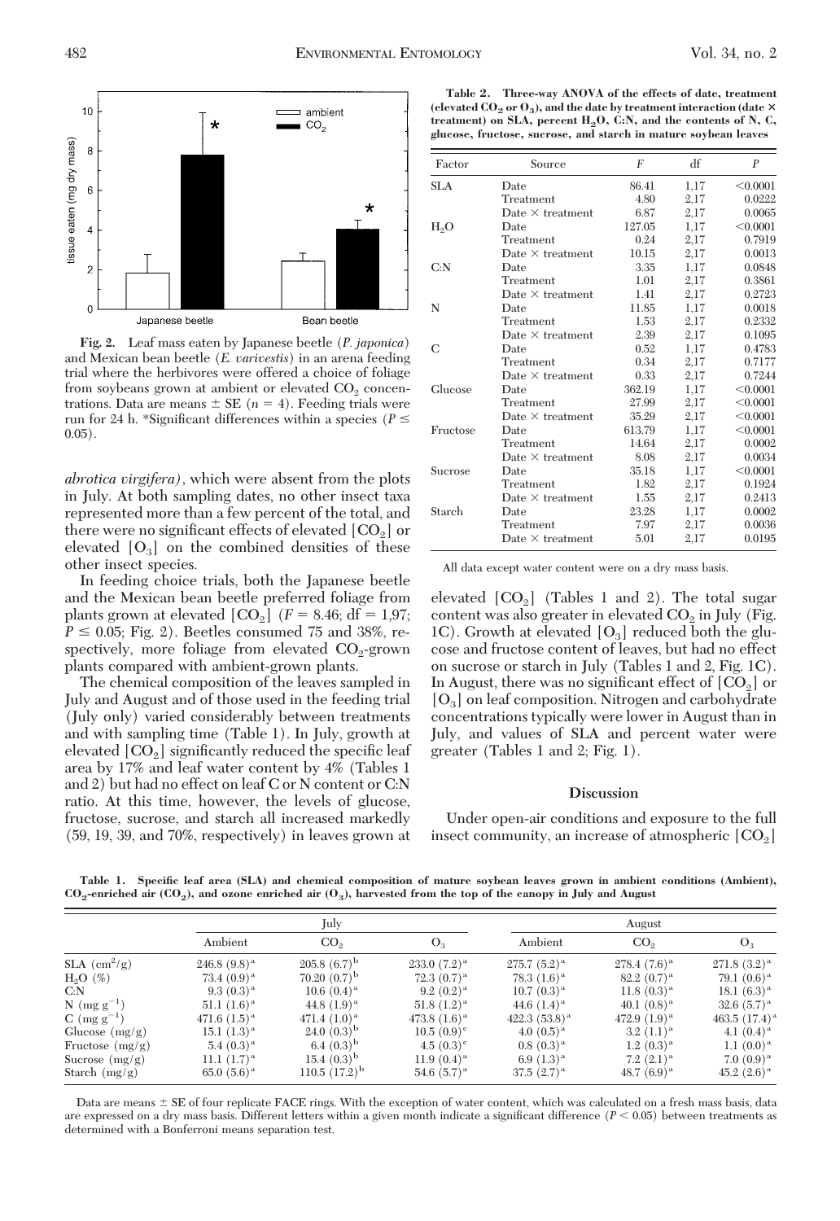Fig. 2. Leaf mass eaten by Japanese beetle (*P. japonica*) and Mexican bean beetle (*E. varivestis*) in an arena feeding trial where the herbivores were offered a choice of foliage from soybeans grown at ambient or elevated $CO_2$ concentrations. Data are means ± SE ($n = 4$). Feeding trials were run for 24 h. *Significant differences within a species ($P \leq 0.05$).

*abrotica virgifera)*, which were absent from the plots in July. At both sampling dates, no other insect taxa represented more than a few percent of the total, and there were no significant effects of elevated $[CO_2]$ or elevated $[O_3]$ on the combined densities of these other insect species.

In feeding choice trials, both the Japanese beetle and the Mexican bean beetle preferred foliage from plants grown at elevated $[CO_2]$ ($F = 8.46$; df = 1,97; $P \leq 0.05$; Fig. 2). Beetles consumed 75 and 38%, respectively, more foliage from elevated $CO_2$-grown plants compared with ambient-grown plants.

The chemical composition of the leaves sampled in July and August and of those used in the feeding trial (July only) varied considerably between treatments and with sampling time (Table 1). In July, growth at elevated $[CO_2]$ significantly reduced the specific leaf area by 17% and leaf water content by 4% (Tables 1 and 2) but had no effect on leaf C or N content or C:N ratio. At this time, however, the levels of glucose, fructose, sucrose, and starch all increased markedly (59, 19, 39, and 70%, respectively) in leaves grown at elevated $[CO_2]$ (Tables 1 and 2). The total sugar content was also greater in elevated $CO_2$ in July (Fig. 1C). Growth at elevated $[O_3]$ reduced both the glucose and fructose content of leaves, but had no effect on sucrose or starch in July (Tables 1 and 2, Fig. 1C). In August, there was no significant effect of $[CO_2]$ or $[O_3]$ on leaf composition. Nitrogen and carbohydrate concentrations typically were lower in August than in July, and values of SLA and percent water were greater (Tables 1 and 2; Fig. 1).

**Table 2. Three-way ANOVA of the effects of date, treatment (elevated $CO_2$ or $O_3$), and the date by treatment interaction (date × treatment) on SLA, percent $H_2O$, C:N, and the contents of N, C, glucose, fructose, sucrose, and starch in mature soybean leaves**

| Factor | Source | $F$ | df | $P$ |
|---|---|---|---|---|
| SLA | Date | 86.41 | 1,17 | <0.0001 |
| | Treatment | 4.80 | 2,17 | 0.0222 |
| | Date × treatment | 6.87 | 2,17 | 0.0065 |
| $H_2O$ | Date | 127.05 | 1,17 | <0.0001 |
| | Treatment | 0.24 | 2,17 | 0.7919 |
| | Date × treatment | 10.15 | 2,17 | 0.0013 |
| C:N | Date | 3.35 | 1,17 | 0.0848 |
| | Treatment | 1.01 | 2,17 | 0.3861 |
| | Date × treatment | 1.41 | 2,17 | 0.2723 |
| N | Date | 11.85 | 1,17 | 0.0018 |
| | Treatment | 1.53 | 2,17 | 0.2332 |
| | Date × treatment | 2.39 | 2,17 | 0.1095 |
| C | Date | 0.52 | 1,17 | 0.4783 |
| | Treatment | 0.34 | 2,17 | 0.7177 |
| | Date × treatment | 0.33 | 2,17 | 0.7244 |
| Glucose | Date | 362.19 | 1,17 | <0.0001 |
| | Treatment | 27.99 | 2,17 | <0.0001 |
| | Date × treatment | 35.29 | 2,17 | <0.0001 |
| Fructose | Date | 613.79 | 1,17 | <0.0001 |
| | Treatment | 14.64 | 2,17 | 0.0002 |
| | Date × treatment | 8.08 | 2,17 | 0.0034 |
| Sucrose | Date | 35.18 | 1,17 | <0.0001 |
| | Treatment | 1.82 | 2,17 | 0.1924 |
| | Date × treatment | 1.55 | 2,17 | 0.2413 |
| Starch | Date | 23.28 | 1,17 | 0.0002 |
| | Treatment | 7.97 | 2,17 | 0.0036 |
| | Date × treatment | 5.01 | 2,17 | 0.0195 |

All data except water content were on a dry mass basis.

## Discussion

Under open-air conditions and exposure to the full insect community, an increase of atmospheric $[CO_2]$

**Table 1. Specific leaf area (SLA) and chemical composition of mature soybean leaves grown in ambient conditions (Ambient), $CO_2$-enriched air ($CO_2$), and ozone enriched air ($O_3$), harvested from the top of the canopy in July and August**

| | July | | | August | | |
|---|---|---|---|---|---|---|
| | Ambient | $CO_2$ | $O_3$ | Ambient | $CO_2$ | $O_3$ |
| SLA ($cm^2/g$) | 246.8 (9.8)[a] | 205.8 (6.7)[b] | 233.0 (7.2)[a] | 275.7 (5.2)[a] | 278.4 (7.6)[a] | 271.8 (3.2)[a] |
| $H_2O$ (%) | 73.4 (0.9)[a] | 70.20 (0.7)[b] | 72.3 (0.7)[a] | 78.3 (1.6)[a] | 82.2 (0.7)[a] | 79.1 (0.6)[a] |
| C:N | 9.3 (0.3)[a] | 10.6 (0.4)[a] | 9.2 (0.2)[a] | 10.7 (0.3)[a] | 11.8 (0.3)[a] | 18.1 (6.3)[a] |
| N ($mg\ g^{-1}$) | 51.1 (1.6)[a] | 44.8 (1.9)[a] | 51.8 (1.2)[a] | 44.6 (1.4)[a] | 40.1 (0.8)[a] | 32.6 (5.7)[a] |
| C ($mg\ g^{-1}$) | 471.6 (1.5)[a] | 471.4 (1.0)[a] | 473.8 (1.6)[a] | 422.3 (53.8)[a] | 472.9 (1.9)[a] | 463.5 (17.4)[a] |
| Glucose (mg/g) | 15.1 (1.3)[a] | 24.0 (0.3)[b] | 10.5 (0.9)[c] | 4.0 (0.5)[a] | 3.2 (1.1)[a] | 4.1 (0.4)[a] |
| Fructose (mg/g) | 5.4 (0.3)[a] | 6.4 (0.3)[b] | 4.5 (0.3)[c] | 0.8 (0.3)[a] | 1.2 (0.3)[a] | 1.1 (0.0)[a] |
| Sucrose (mg/g) | 11.1 (1.7)[a] | 15.4 (0.3)[b] | 11.9 (0.4)[a] | 6.9 (1.3)[a] | 7.2 (2.1)[a] | 7.0 (0.9)[a] |
| Starch (mg/g) | 65.0 (5.6)[a] | 110.5 (17.2)[b] | 54.6 (5.7)[a] | 37.5 (2.7)[a] | 48.7 (6.9)[a] | 45.2 (2.6)[a] |

Data are means ± SE of four replicate FACE rings. With the exception of water content, which was calculated on a fresh mass basis, data are expressed on a dry mass basis. Different letters within a given month indicate a significant difference ($P < 0.05$) between treatments as determined with a Bonferroni means separation test.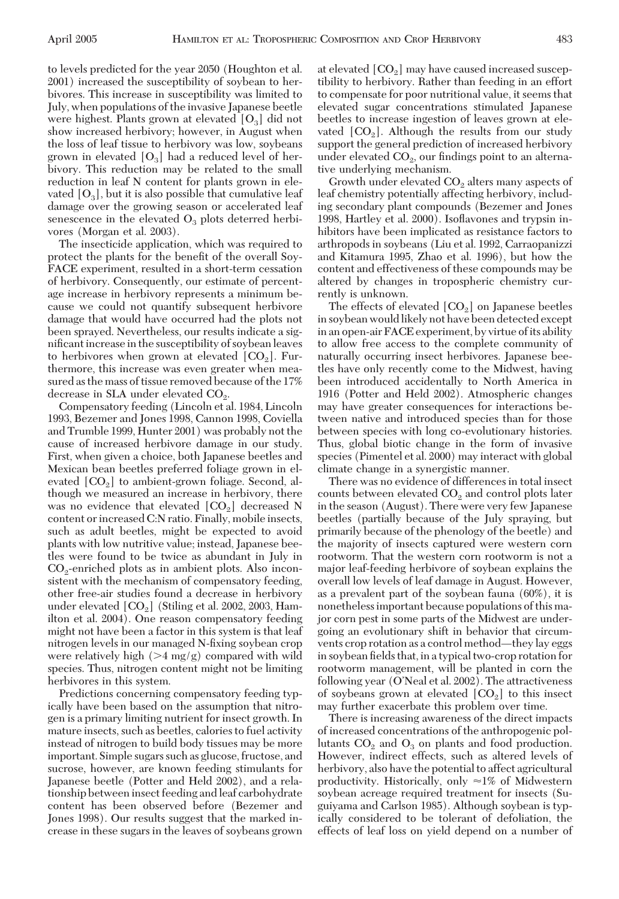to levels predicted for the year 2050 (Houghton et al. 2001) increased the susceptibility of soybean to herbivores. This increase in susceptibility was limited to July, when populations of the invasive Japanese beetle were highest. Plants grown at elevated [$O_3$] did not show increased herbivory; however, in August when the loss of leaf tissue to herbivory was low, soybeans grown in elevated [$O_3$] had a reduced level of herbivory. This reduction may be related to the small reduction in leaf N content for plants grown in elevated [$O_3$], but it is also possible that cumulative leaf damage over the growing season or accelerated leaf senescence in the elevated $O_3$ plots deterred herbivores (Morgan et al. 2003).

The insecticide application, which was required to protect the plants for the benefit of the overall SoyFACE experiment, resulted in a short-term cessation of herbivory. Consequently, our estimate of percentage increase in herbivory represents a minimum because we could not quantify subsequent herbivore damage that would have occurred had the plots not been sprayed. Nevertheless, our results indicate a significant increase in the susceptibility of soybean leaves to herbivores when grown at elevated [$CO_2$]. Furthermore, this increase was even greater when measured as the mass of tissue removed because of the 17% decrease in SLA under elevated $CO_2$.

Compensatory feeding (Lincoln et al. 1984, Lincoln 1993, Bezemer and Jones 1998, Cannon 1998, Coviella and Trumble 1999, Hunter 2001) was probably not the cause of increased herbivore damage in our study. First, when given a choice, both Japanese beetles and Mexican bean beetles preferred foliage grown in elevated [$CO_2$] to ambient-grown foliage. Second, although we measured an increase in herbivory, there was no evidence that elevated [$CO_2$] decreased N content or increased C:N ratio. Finally, mobile insects, such as adult beetles, might be expected to avoid plants with low nutritive value; instead, Japanese beetles were found to be twice as abundant in July in $CO_2$-enriched plots as in ambient plots. Also inconsistent with the mechanism of compensatory feeding, other free-air studies found a decrease in herbivory under elevated [$CO_2$] (Stiling et al. 2002, 2003, Hamilton et al. 2004). One reason compensatory feeding might not have been a factor in this system is that leaf nitrogen levels in our managed N-fixing soybean crop were relatively high (>4 mg/g) compared with wild species. Thus, nitrogen content might not be limiting herbivores in this system.

Predictions concerning compensatory feeding typically have been based on the assumption that nitrogen is a primary limiting nutrient for insect growth. In mature insects, such as beetles, calories to fuel activity instead of nitrogen to build body tissues may be more important. Simple sugars such as glucose, fructose, and sucrose, however, are known feeding stimulants for Japanese beetle (Potter and Held 2002), and a relationship between insect feeding and leaf carbohydrate content has been observed before (Bezemer and Jones 1998). Our results suggest that the marked increase in these sugars in the leaves of soybeans grown at elevated [$CO_2$] may have caused increased susceptibility to herbivory. Rather than feeding in an effort to compensate for poor nutritional value, it seems that elevated sugar concentrations stimulated Japanese beetles to increase ingestion of leaves grown at elevated [$CO_2$]. Although the results from our study support the general prediction of increased herbivory under elevated $CO_2$, our findings point to an alternative underlying mechanism.

Growth under elevated $CO_2$ alters many aspects of leaf chemistry potentially affecting herbivory, including secondary plant compounds (Bezemer and Jones 1998, Hartley et al. 2000). Isoflavones and trypsin inhibitors have been implicated as resistance factors to arthropods in soybeans (Liu et al. 1992, Carraopanizzi and Kitamura 1995, Zhao et al. 1996), but how the content and effectiveness of these compounds may be altered by changes in tropospheric chemistry currently is unknown.

The effects of elevated [$CO_2$] on Japanese beetles in soybean would likely not have been detected except in an open-air FACE experiment, by virtue of its ability to allow free access to the complete community of naturally occurring insect herbivores. Japanese beetles have only recently come to the Midwest, having been introduced accidentally to North America in 1916 (Potter and Held 2002). Atmospheric changes may have greater consequences for interactions between native and introduced species than for those between species with long co-evolutionary histories. Thus, global biotic change in the form of invasive species (Pimentel et al. 2000) may interact with global climate change in a synergistic manner.

There was no evidence of differences in total insect counts between elevated $CO_2$ and control plots later in the season (August). There were very few Japanese beetles (partially because of the July spraying, but primarily because of the phenology of the beetle) and the majority of insects captured were western corn rootworm. That the western corn rootworm is not a major leaf-feeding herbivore of soybean explains the overall low levels of leaf damage in August. However, as a prevalent part of the soybean fauna (60%), it is nonetheless important because populations of this major corn pest in some parts of the Midwest are undergoing an evolutionary shift in behavior that circumvents crop rotation as a control method—they lay eggs in soybean fields that, in a typical two-crop rotation for rootworm management, will be planted in corn the following year (O'Neal et al. 2002). The attractiveness of soybeans grown at elevated [$CO_2$] to this insect may further exacerbate this problem over time.

There is increasing awareness of the direct impacts of increased concentrations of the anthropogenic pollutants $CO_2$ and $O_3$ on plants and food production. However, indirect effects, such as altered levels of herbivory, also have the potential to affect agricultural productivity. Historically, only ≈1% of Midwestern soybean acreage required treatment for insects (Suguiyama and Carlson 1985). Although soybean is typically considered to be tolerant of defoliation, the effects of leaf loss on yield depend on a number of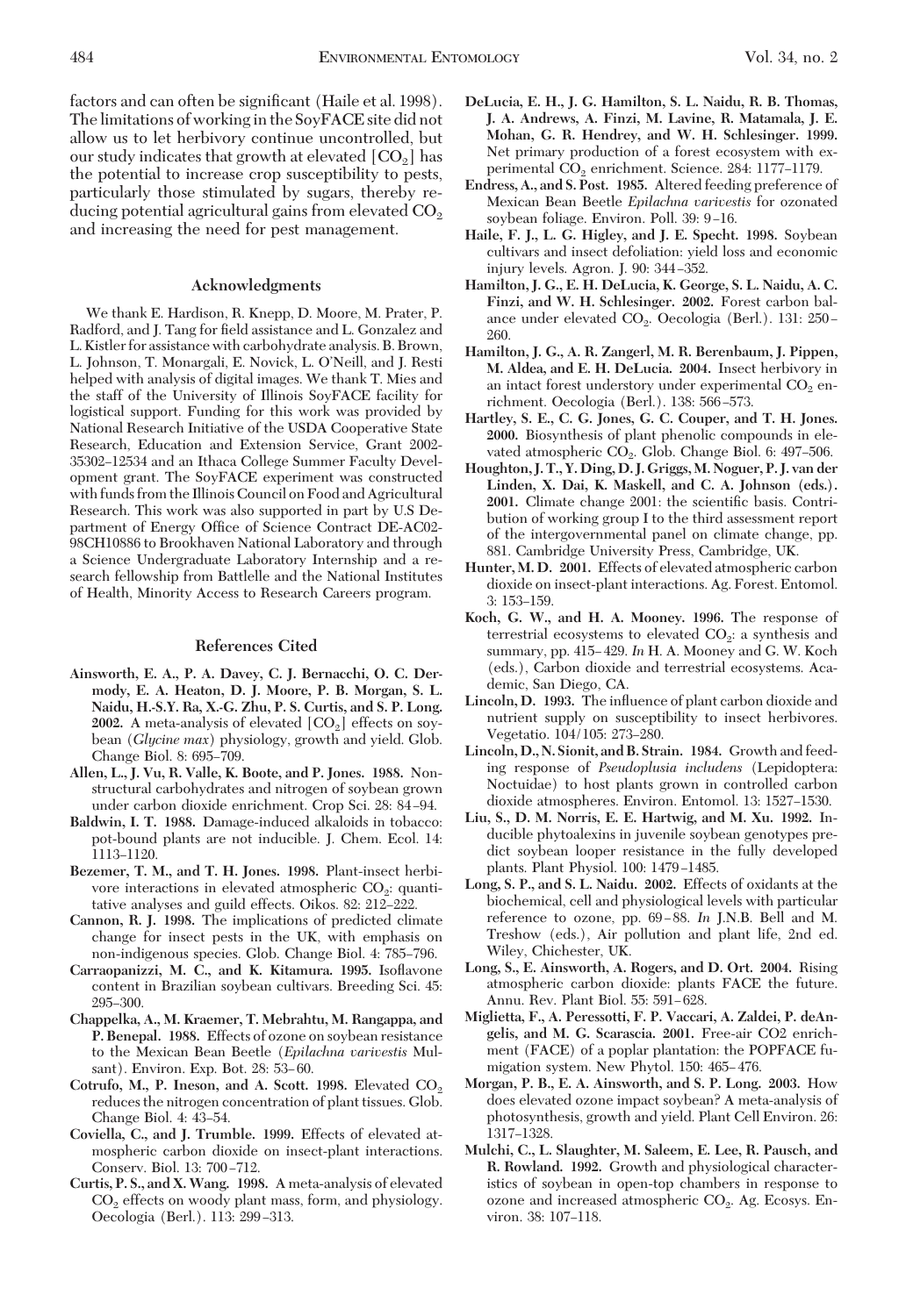factors and can often be significant (Haile et al. 1998). The limitations of working in the SoyFACE site did not allow us to let herbivory continue uncontrolled, but our study indicates that growth at elevated [$CO_2$] has the potential to increase crop susceptibility to pests, particularly those stimulated by sugars, thereby reducing potential agricultural gains from elevated $CO_2$ and increasing the need for pest management.

## Acknowledgments

We thank E. Hardison, R. Knepp, D. Moore, M. Prater, P. Radford, and J. Tang for field assistance and L. Gonzalez and L. Kistler for assistance with carbohydrate analysis. B. Brown, L. Johnson, T. Monargali, E. Novick, L. O'Neill, and J. Resti helped with analysis of digital images. We thank T. Mies and the staff of the University of Illinois SoyFACE facility for logistical support. Funding for this work was provided by National Research Initiative of the USDA Cooperative State Research, Education and Extension Service, Grant 2002-35302–12534 and an Ithaca College Summer Faculty Development grant. The SoyFACE experiment was constructed with funds from the Illinois Council on Food and Agricultural Research. This work was also supported in part by U.S Department of Energy Office of Science Contract DE-AC02-98CH10886 to Brookhaven National Laboratory and through a Science Undergraduate Laboratory Internship and a research fellowship from Battelle and the National Institutes of Health, Minority Access to Research Careers program.

## References Cited

**Ainsworth, E. A., P. A. Davey, C. J. Bernacchi, O. C. Dermody, E. A. Heaton, D. J. Moore, P. B. Morgan, S. L. Naidu, H.-S.Y. Ra, X.-G. Zhu, P. S. Curtis, and S. P. Long. 2002.** A meta-analysis of elevated [$CO_2$] effects on soybean (*Glycine max*) physiology, growth and yield. Glob. Change Biol. 8: 695–709.

**Allen, L., J. Vu, R. Valle, K. Boote, and P. Jones. 1988.** Nonstructural carbohydrates and nitrogen of soybean grown under carbon dioxide enrichment. Crop Sci. 28: 84–94.

**Baldwin, I. T. 1988.** Damage-induced alkaloids in tobacco: pot-bound plants are not inducible. J. Chem. Ecol. 14: 1113–1120.

**Bezemer, T. M., and T. H. Jones. 1998.** Plant-insect herbivore interactions in elevated atmospheric $CO_2$: quantitative analyses and guild effects. Oikos. 82: 212–222.

**Cannon, R. J. 1998.** The implications of predicted climate change for insect pests in the UK, with emphasis on non-indigenous species. Glob. Change Biol. 4: 785–796.

**Carraopanizzi, M. C., and K. Kitamura. 1995.** Isoflavone content in Brazilian soybean cultivars. Breeding Sci. 45: 295–300.

**Chappelka, A., M. Kraemer, T. Mebrahtu, M. Rangappa, and P. Benepal. 1988.** Effects of ozone on soybean resistance to the Mexican Bean Beetle (*Epilachna varivestis* Mulsant). Environ. Exp. Bot. 28: 53–60.

**Cotrufo, M., P. Ineson, and A. Scott. 1998.** Elevated $CO_2$ reduces the nitrogen concentration of plant tissues. Glob. Change Biol. 4: 43–54.

**Coviella, C., and J. Trumble. 1999.** Effects of elevated atmospheric carbon dioxide on insect-plant interactions. Conserv. Biol. 13: 700–712.

**Curtis, P. S., and X. Wang. 1998.** A meta-analysis of elevated $CO_2$ effects on woody plant mass, form, and physiology. Oecologia (Berl.). 113: 299–313.

**DeLucia, E. H., J. G. Hamilton, S. L. Naidu, R. B. Thomas, J. A. Andrews, A. Finzi, M. Lavine, R. Matamala, J. E. Mohan, G. R. Hendrey, and W. H. Schlesinger. 1999.** Net primary production of a forest ecosystem with experimental $CO_2$ enrichment. Science. 284: 1177–1179.

**Endress, A., and S. Post. 1985.** Altered feeding preference of Mexican Bean Beetle *Epilachna varivestis* for ozonated soybean foliage. Environ. Poll. 39: 9–16.

**Haile, F. J., L. G. Higley, and J. E. Specht. 1998.** Soybean cultivars and insect defoliation: yield loss and economic injury levels. Agron. J. 90: 344–352.

**Hamilton, J. G., E. H. DeLucia, K. George, S. L. Naidu, A. C. Finzi, and W. H. Schlesinger. 2002.** Forest carbon balance under elevated $CO_2$. Oecologia (Berl.). 131: 250–260.

**Hamilton, J. G., A. R. Zangerl, M. R. Berenbaum, J. Pippen, M. Aldea, and E. H. DeLucia. 2004.** Insect herbivory in an intact forest understory under experimental $CO_2$ enrichment. Oecologia (Berl.). 138: 566–573.

**Hartley, S. E., C. G. Jones, G. C. Couper, and T. H. Jones. 2000.** Biosynthesis of plant phenolic compounds in elevated atmospheric $CO_2$. Glob. Change Biol. 6: 497–506.

**Houghton, J. T., Y. Ding, D. J. Griggs, M. Noguer, P. J. van der Linden, X. Dai, K. Maskell, and C. A. Johnson (eds.). 2001.** Climate change 2001: the scientific basis. Contribution of working group I to the third assessment report of the intergovernmental panel on climate change, pp. 881. Cambridge University Press, Cambridge, UK.

**Hunter, M. D. 2001.** Effects of elevated atmospheric carbon dioxide on insect-plant interactions. Ag. Forest. Entomol. 3: 153–159.

**Koch, G. W., and H. A. Mooney. 1996.** The response of terrestrial ecosystems to elevated $CO_2$: a synthesis and summary, pp. 415–429. *In* H. A. Mooney and G. W. Koch (eds.), Carbon dioxide and terrestrial ecosystems. Academic, San Diego, CA.

**Lincoln, D. 1993.** The influence of plant carbon dioxide and nutrient supply on susceptibility to insect herbivores. Vegetatio. 104/105: 273–280.

**Lincoln, D., N. Sionit, and B. Strain. 1984.** Growth and feeding response of *Pseudoplusia includens* (Lepidoptera: Noctuidae) to host plants grown in controlled carbon dioxide atmospheres. Environ. Entomol. 13: 1527–1530.

**Liu, S., D. M. Norris, E. E. Hartwig, and M. Xu. 1992.** Inducible phytoalexins in juvenile soybean genotypes predict soybean looper resistance in the fully developed plants. Plant Physiol. 100: 1479–1485.

**Long, S. P., and S. L. Naidu. 2002.** Effects of oxidants at the biochemical, cell and physiological levels with particular reference to ozone, pp. 69–88. *In* J.N.B. Bell and M. Treshow (eds.), Air pollution and plant life, 2nd ed. Wiley, Chichester, UK.

**Long, S., E. Ainsworth, A. Rogers, and D. Ort. 2004.** Rising atmospheric carbon dioxide: plants FACE the future. Annu. Rev. Plant Biol. 55: 591–628.

**Miglietta, F., A. Peressotti, F. P. Vaccari, A. Zaldei, P. deAngelis, and M. G. Scarascia. 2001.** Free-air CO2 enrichment (FACE) of a poplar plantation: the POPFACE fumigation system. New Phytol. 150: 465–476.

**Morgan, P. B., E. A. Ainsworth, and S. P. Long. 2003.** How does elevated ozone impact soybean? A meta-analysis of photosynthesis, growth and yield. Plant Cell Environ. 26: 1317–1328.

**Mulchi, C., L. Slaughter, M. Saleem, E. Lee, R. Pausch, and R. Rowland. 1992.** Growth and physiological characteristics of soybean in open-top chambers in response to ozone and increased atmospheric $CO_2$. Ag. Ecosys. Environ. 38: 107–118.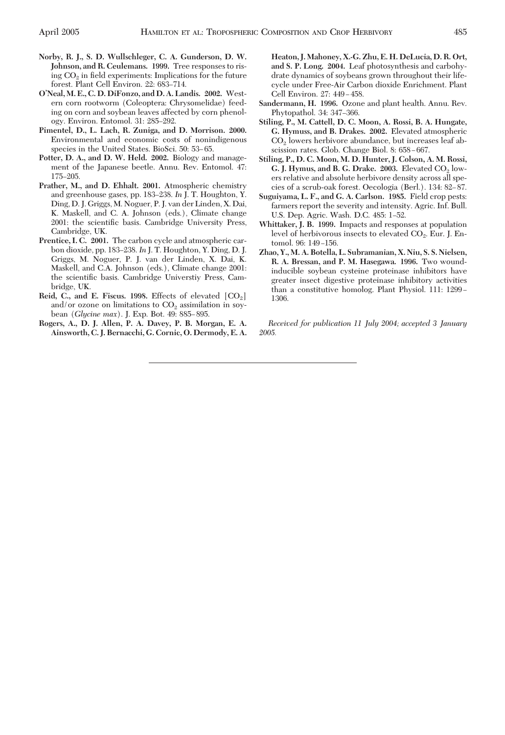**Norby, R. J., S. D. Wullschleger, C. A. Gunderson, D. W. Johnson, and R. Ceulemans. 1999.** Tree responses to rising $CO_2$ in field experiments: Implications for the future forest. Plant Cell Environ. 22: 683–714.

**O'Neal, M. E., C. D. DiFonzo, and D. A. Landis. 2002.** Western corn rootworm (Coleoptera: Chrysomelidae) feeding on corn and soybean leaves affected by corn phenology. Environ. Entomol. 31: 285–292.

**Pimentel, D., L. Lach, R. Zuniga, and D. Morrison. 2000.** Environmental and economic costs of nonindigenous species in the United States. BioSci. 50: 53–65.

**Potter, D. A., and D. W. Held. 2002.** Biology and management of the Japanese beetle. Annu. Rev. Entomol. 47: 175–205.

**Prather, M., and D. Ehhalt. 2001.** Atmospheric chemistry and greenhouse gases, pp. 183–238. *In* J. T. Houghton, Y. Ding, D. J. Griggs, M. Noguer, P. J. van der Linden, X. Dai, K. Maskell, and C. A. Johnson (eds.), Climate change 2001: the scientific basis. Cambridge University Press, Cambridge, UK.

**Prentice, I. C. 2001.** The carbon cycle and atmospheric carbon dioxide, pp. 183–238. *In* J. T. Houghton, Y. Ding, D. J. Griggs, M. Noguer, P. J. van der Linden, X. Dai, K. Maskell, and C.A. Johnson (eds.), Climate change 2001: the scientific basis. Cambridge Universtiy Press, Cambridge, UK.

**Reid, C., and E. Fiscus. 1998.** Effects of elevated $[CO_2]$ and/or ozone on limitations to $CO_2$ assimilation in soybean (*Glycine max*). J. Exp. Bot. 49: 885–895.

**Rogers, A., D. J. Allen, P. A. Davey, P. B. Morgan, E. A. Ainsworth, C. J. Bernacchi, G. Cornic, O. Dermody, E. A. Heaton, J. Mahoney, X.-G. Zhu, E. H. DeLucia, D. R. Ort, and S. P. Long. 2004.** Leaf photosynthesis and carbohydrate dynamics of soybeans grown throughout their lifecycle under Free-Air Carbon dioxide Enrichment. Plant Cell Environ. 27: 449–458.

**Sandermann, H. 1996.** Ozone and plant health. Annu. Rev. Phytopathol. 34: 347–366.

**Stiling, P., M. Cattell, D. C. Moon, A. Rossi, B. A. Hungate, G. Hymuss, and B. Drakes. 2002.** Elevated atmospheric $CO_2$ lowers herbivore abundance, but increases leaf abscission rates. Glob. Change Biol. 8: 658–667.

**Stiling, P., D. C. Moon, M. D. Hunter, J. Colson, A. M. Rossi, G. J. Hymus, and B. G. Drake. 2003.** Elevated $CO_2$ lowers relative and absolute herbivore density across all species of a scrub-oak forest. Oecologia (Berl.). 134: 82–87.

**Suguiyama, L. F., and G. A. Carlson. 1985.** Field crop pests: farmers report the severity and intensity. Agric. Inf. Bull. U.S. Dep. Agric. Wash. D.C. 485: 1–52.

**Whittaker, J. B. 1999.** Impacts and responses at population level of herbivorous insects to elevated $CO_2$. Eur. J. Entomol. 96: 149–156.

**Zhao, Y., M. A. Botella, L. Subramanian, X. Niu, S. S. Nielsen, R. A. Bressan, and P. M. Hasegawa. 1996.** Two wound-inducible soybean cysteine proteinase inhibitors have greater insect digestive proteinase inhibitory activities than a constitutive homolog. Plant Physiol. 111: 1299–1306.

*Received for publication 11 July 2004; accepted 3 January 2005.*